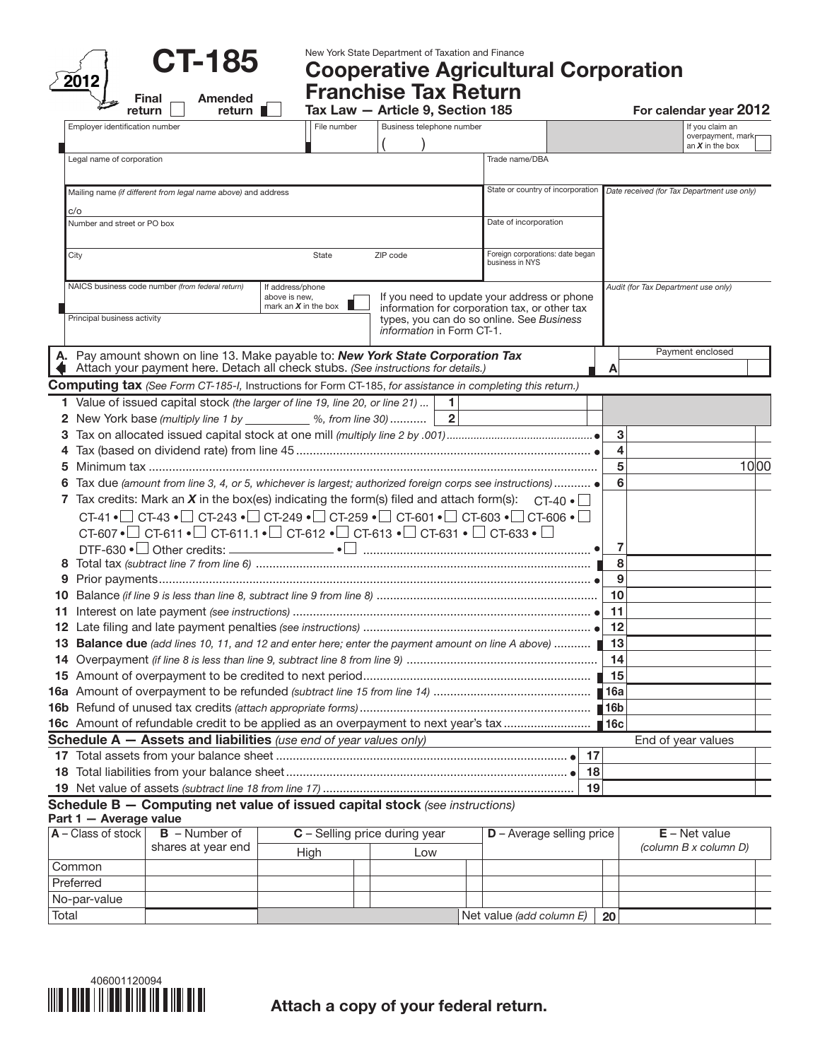# CT-185

**2012**

Final return ☐ Amended return ☐

New York State Department of Taxation and Finance

## Cooperative Agricultural Corporation Franchise Tax Return

Tax Law — Article 9, Section 185

For calendar year **2012**

| Employer identification number | File number | Business telephone number ( ) | If you claim an overpayment, mark an *X* in the box ☐ |
|---|---|---|---|
| Legal name of corporation | | Trade name/DBA | |
| Mailing name *(if different from legal name above)* and address c/o | | State or country of incorporation | *Date received (for Tax Department use only)* |
| Number and street or PO box | | Date of incorporation | |
| City | State / ZIP code | Foreign corporations: date began business in NYS | |
| NAICS business code number *(from federal return)* | If address/phone above is new, mark an *X* in the box ☐ | If you need to update your address or phone information for corporation tax, or other tax types, you can do so online. See *Business information* in Form CT-1. | *Audit (for Tax Department use only)* |
| Principal business activity | | | |

**A.** Pay amount shown on line 13. Make payable to: ***New York State Corporation Tax***
Attach your payment here. Detach all check stubs. *(See instructions for details.)* — **A** Payment enclosed

### Computing tax *(See Form CT-185-I, Instructions for Form CT-185, for assistance in completing this return.)*

| Line | Description | | Amount |
|---|---|---|---|
| 1 | Value of issued capital stock *(the larger of line 19, line 20, or line 21)* | 1 | |
| 2 | New York base *(multiply line 1 by ________ %, from line 30)* | 2 | |
| 3 | Tax on allocated issued capital stock at one mill *(multiply line 2 by .001)* | 3 | |
| 4 | Tax (based on dividend rate) from line 45 | 4 | |
| 5 | Minimum tax | 5 | 10 00 |
| 6 | Tax due *(amount from line 3, 4, or 5, whichever is largest; authorized foreign corps see instructions)* | 6 | |
| 7 | Tax credits: Mark an *X* in the box(es) indicating the form(s) filed and attach form(s): CT-40 ☐ CT-41 ☐ CT-43 ☐ CT-243 ☐ CT-249 ☐ CT-259 ☐ CT-601 ☐ CT-603 ☐ CT-606 ☐ CT-607 ☐ CT-611 ☐ CT-611.1 ☐ CT-612 ☐ CT-613 ☐ CT-631 ☐ CT-633 ☐ DTF-630 ☐ Other credits: ________ ☐ | 7 | |
| 8 | Total tax *(subtract line 7 from line 6)* | 8 | |
| 9 | Prior payments | 9 | |
| 10 | Balance *(if line 9 is less than line 8, subtract line 9 from line 8)* | 10 | |
| 11 | Interest on late payment *(see instructions)* | 11 | |
| 12 | Late filing and late payment penalties *(see instructions)* | 12 | |
| 13 | **Balance due** *(add lines 10, 11, and 12 and enter here; enter the payment amount on line A above)* | 13 | |
| 14 | Overpayment *(if line 8 is less than line 9, subtract line 8 from line 9)* | 14 | |
| 15 | Amount of overpayment to be credited to next period | 15 | |
| 16a | Amount of overpayment to be refunded *(subtract line 15 from line 14)* | 16a | |
| 16b | Refund of unused tax credits *(attach appropriate forms)* | 16b | |
| 16c | Amount of refundable credit to be applied as an overpayment to next year's tax | 16c | |

### Schedule A — Assets and liabilities *(use end of year values only)*

| Line | Description | | End of year values |
|---|---|---|---|
| 17 | Total assets from your balance sheet | 17 | |
| 18 | Total liabilities from your balance sheet | 18 | |
| 19 | Net value of assets *(subtract line 18 from line 17)* | 19 | |

### Schedule B — Computing net value of issued capital stock *(see instructions)*

**Part 1 — Average value**

| A – Class of stock | B – Number of shares at year end | C – Selling price during year: High | C – Selling price during year: Low | D – Average selling price | E – Net value *(column B x column D)* |
|---|---|---|---|---|---|
| Common | | | | | |
| Preferred | | | | | |
| No-par-value | | | | | |
| Total | | | | Net value *(add column E)* **20** | |

406001120094

**Attach a copy of your federal return.**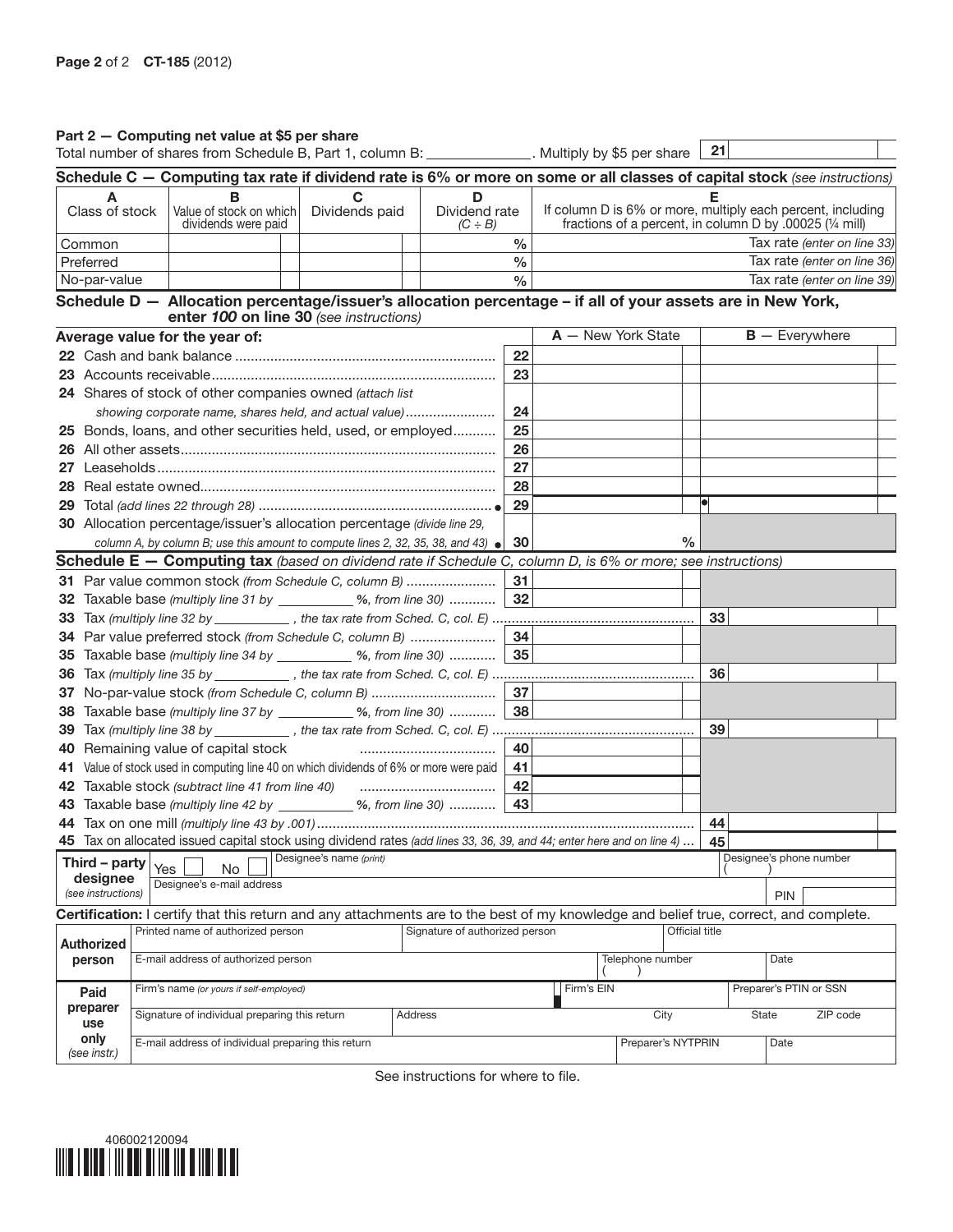## Part 2 — Computing net value at $5 per share

Total number of shares from Schedule B, Part 1, column B: _____________. Multiply by $5 per share **21**

## Schedule C — Computing tax rate if dividend rate is 6% or more on some or all classes of capital stock *(see instructions)*

| A<br>Class of stock | B<br>Value of stock on which dividends were paid | C<br>Dividends paid | D<br>Dividend rate *(C ÷ B)* | E<br>If column D is 6% or more, multiply each percent, including fractions of a percent, in column D by .00025 (¼ mill) |
|---|---|---|---|---|
| Common | | | % | Tax rate *(enter on line 33)* |
| Preferred | | | % | Tax rate *(enter on line 36)* |
| No-par-value | | | % | Tax rate *(enter on line 39)* |

## Schedule D — Allocation percentage/issuer's allocation percentage – if all of your assets are in New York, enter *100* on line 30 *(see instructions)*

| Average value for the year of: | | A — New York State | B — Everywhere |
|---|---|---|---|
| 22 Cash and bank balance | 22 | | |
| 23 Accounts receivable | 23 | | |
| 24 Shares of stock of other companies owned *(attach list showing corporate name, shares held, and actual value)* | 24 | | |
| 25 Bonds, loans, and other securities held, used, or employed | 25 | | |
| 26 All other assets | 26 | | |
| 27 Leaseholds | 27 | | |
| 28 Real estate owned | 28 | | |
| 29 Total *(add lines 22 through 28)* ● | 29 | | ● |
| 30 Allocation percentage/issuer's allocation percentage *(divide line 29, column A, by column B; use this amount to compute lines 2, 32, 35, 38, and 43)* ● | 30 | % | |

## Schedule E — Computing tax *(based on dividend rate if Schedule C, column D, is 6% or more; see instructions)*

| | | | | |
|---|---|---|---|---|
| 31 Par value common stock *(from Schedule C, column B)* | 31 | | | |
| 32 Taxable base *(multiply line 31 by _________ %, from line 30)* | 32 | | | |
| 33 Tax *(multiply line 32 by _________ , the tax rate from Sched. C, col. E)* | | | 33 | |
| 34 Par value preferred stock *(from Schedule C, column B)* | 34 | | | |
| 35 Taxable base *(multiply line 34 by _________ %, from line 30)* | 35 | | | |
| 36 Tax *(multiply line 35 by _________ , the tax rate from Sched. C, col. E)* | | | 36 | |
| 37 No-par-value stock *(from Schedule C, column B)* | 37 | | | |
| 38 Taxable base *(multiply line 37 by _________ %, from line 30)* | 38 | | | |
| 39 Tax *(multiply line 38 by _________ , the tax rate from Sched. C, col. E)* | | | 39 | |
| 40 Remaining value of capital stock | 40 | | | |
| 41 Value of stock used in computing line 40 on which dividends of 6% or more were paid | 41 | | | |
| 42 Taxable stock *(subtract line 41 from line 40)* | 42 | | | |
| 43 Taxable base *(multiply line 42 by _________ %, from line 30)* | 43 | | | |
| 44 Tax on one mill *(multiply line 43 by .001)* | | | 44 | |
| 45 Tax on allocated issued capital stock using dividend rates *(add lines 33, 36, 39, and 44; enter here and on line 4)* | | | 45 | |

| | | |
|---|---|---|
| **Third – party designee** *(see instructions)* | Yes ☐ No ☐ Designee's name *(print)* | Designee's phone number ( ) |
| | Designee's e-mail address | PIN |

**Certification:** I certify that this return and any attachments are to the best of my knowledge and belief true, correct, and complete.

| | | | | |
|---|---|---|---|---|
| **Authorized person** | Printed name of authorized person | Signature of authorized person | Official title | |
| | E-mail address of authorized person | | Telephone number ( ) | Date |
| **Paid preparer use only** *(see instr.)* | Firm's name *(or yours if self-employed)* | Firm's EIN | | Preparer's PTIN or SSN |
| | Signature of individual preparing this return | Address | City | State / ZIP code |
| | E-mail address of individual preparing this return | | Preparer's NYTPRIN | Date |

See instructions for where to file.

406002120094